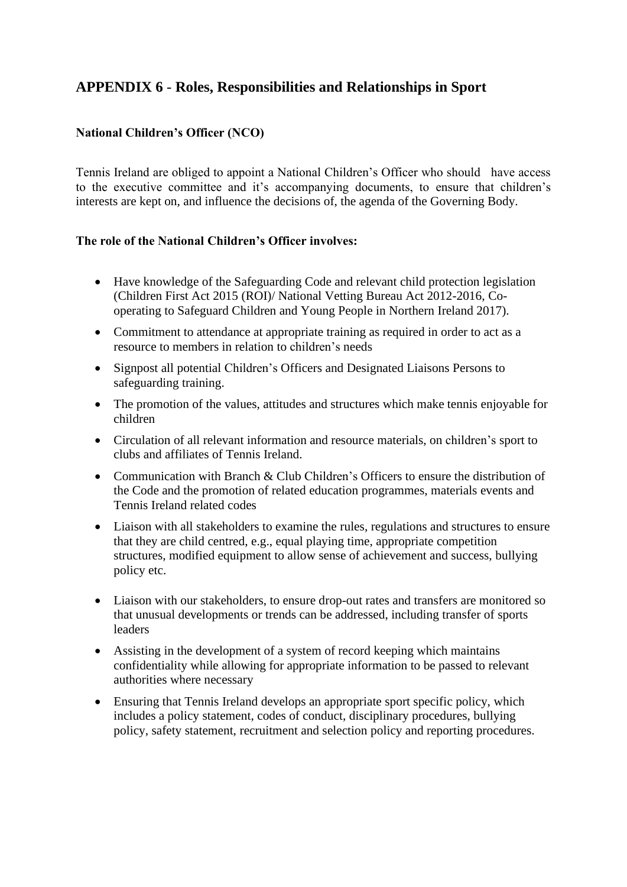## APPENDIX 6 - Roles, Responsibilities and Relationships in Sport

### National Children's Officer (NCO)

Tennis Ireland are obliged to appoint a National Children's Officer who should have access to the executive committee and it's accompanying documents, to ensure that children's interests are kept on, and influence the decisions of, the agenda of the Governing Body.

**The role of the National Children's Officer involves:**

- Have knowledge of the Safeguarding Code and relevant child protection legislation (Children First Act 2015 (ROI)/ National Vetting Bureau Act 2012-2016, Co-operating to Safeguard Children and Young People in Northern Ireland 2017).
- Commitment to attendance at appropriate training as required in order to act as a resource to members in relation to children's needs
- Signpost all potential Children's Officers and Designated Liaisons Persons to safeguarding training.
- The promotion of the values, attitudes and structures which make tennis enjoyable for children
- Circulation of all relevant information and resource materials, on children's sport to clubs and affiliates of Tennis Ireland.
- Communication with Branch & Club Children's Officers to ensure the distribution of the Code and the promotion of related education programmes, materials events and Tennis Ireland related codes
- Liaison with all stakeholders to examine the rules, regulations and structures to ensure that they are child centred, e.g., equal playing time, appropriate competition structures, modified equipment to allow sense of achievement and success, bullying policy etc.
- Liaison with our stakeholders, to ensure drop-out rates and transfers are monitored so that unusual developments or trends can be addressed, including transfer of sports leaders
- Assisting in the development of a system of record keeping which maintains confidentiality while allowing for appropriate information to be passed to relevant authorities where necessary
- Ensuring that Tennis Ireland develops an appropriate sport specific policy, which includes a policy statement, codes of conduct, disciplinary procedures, bullying policy, safety statement, recruitment and selection policy and reporting procedures.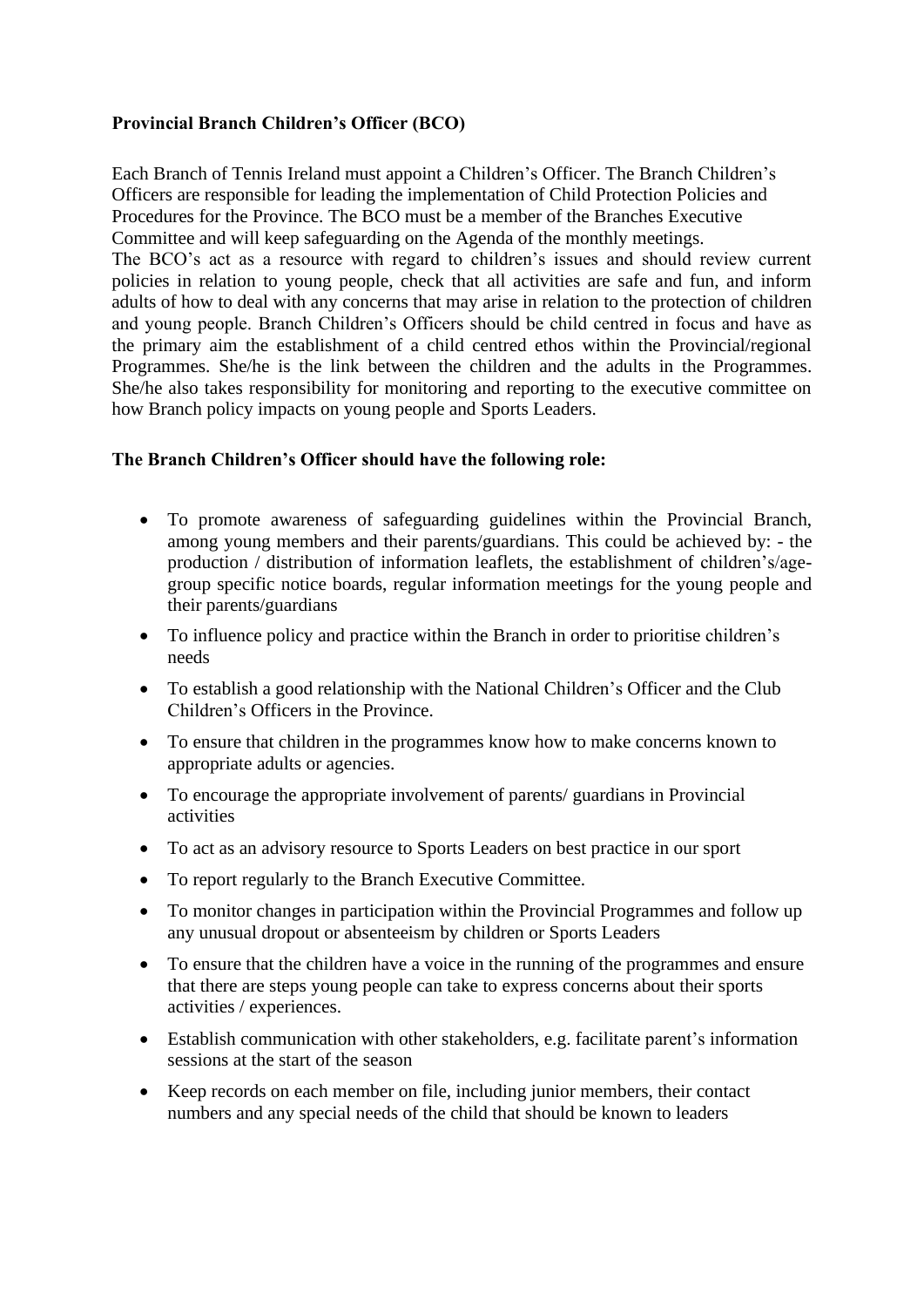**Provincial Branch Children's Officer (BCO)**

Each Branch of Tennis Ireland must appoint a Children's Officer. The Branch Children's Officers are responsible for leading the implementation of Child Protection Policies and Procedures for the Province. The BCO must be a member of the Branches Executive Committee and will keep safeguarding on the Agenda of the monthly meetings.
The BCO's act as a resource with regard to children's issues and should review current policies in relation to young people, check that all activities are safe and fun, and inform adults of how to deal with any concerns that may arise in relation to the protection of children and young people. Branch Children's Officers should be child centred in focus and have as the primary aim the establishment of a child centred ethos within the Provincial/regional Programmes. She/he is the link between the children and the adults in the Programmes. She/he also takes responsibility for monitoring and reporting to the executive committee on how Branch policy impacts on young people and Sports Leaders.

**The Branch Children's Officer should have the following role:**

- To promote awareness of safeguarding guidelines within the Provincial Branch, among young members and their parents/guardians. This could be achieved by: - the production / distribution of information leaflets, the establishment of children's/age-group specific notice boards, regular information meetings for the young people and their parents/guardians
- To influence policy and practice within the Branch in order to prioritise children's needs
- To establish a good relationship with the National Children's Officer and the Club Children's Officers in the Province.
- To ensure that children in the programmes know how to make concerns known to appropriate adults or agencies.
- To encourage the appropriate involvement of parents/ guardians in Provincial activities
- To act as an advisory resource to Sports Leaders on best practice in our sport
- To report regularly to the Branch Executive Committee.
- To monitor changes in participation within the Provincial Programmes and follow up any unusual dropout or absenteeism by children or Sports Leaders
- To ensure that the children have a voice in the running of the programmes and ensure that there are steps young people can take to express concerns about their sports activities / experiences.
- Establish communication with other stakeholders, e.g. facilitate parent's information sessions at the start of the season
- Keep records on each member on file, including junior members, their contact numbers and any special needs of the child that should be known to leaders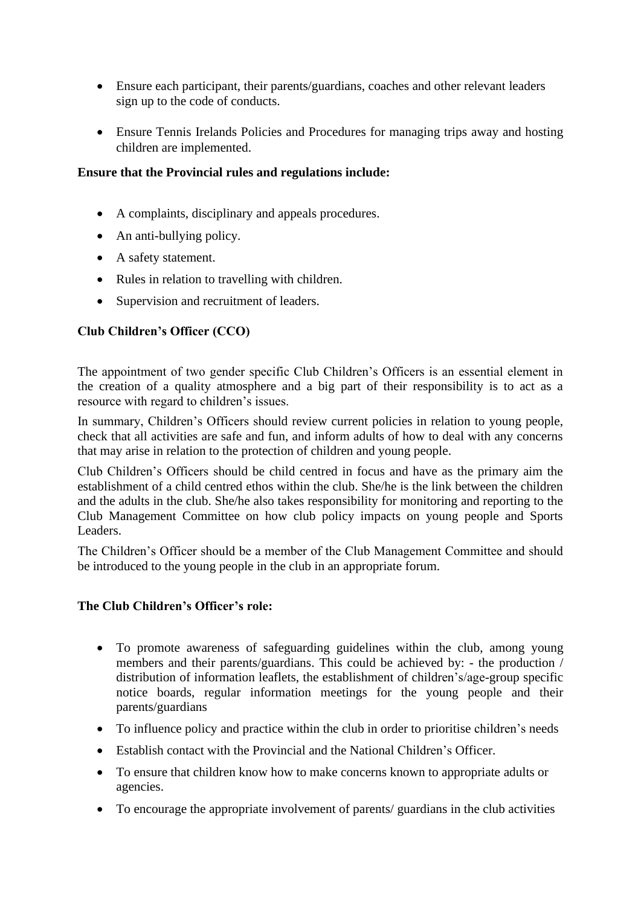- Ensure each participant, their parents/guardians, coaches and other relevant leaders sign up to the code of conducts.
- Ensure Tennis Irelands Policies and Procedures for managing trips away and hosting children are implemented.

**Ensure that the Provincial rules and regulations include:**

- A complaints, disciplinary and appeals procedures.
- An anti-bullying policy.
- A safety statement.
- Rules in relation to travelling with children.
- Supervision and recruitment of leaders.

**Club Children's Officer (CCO)**

The appointment of two gender specific Club Children's Officers is an essential element in the creation of a quality atmosphere and a big part of their responsibility is to act as a resource with regard to children's issues.

In summary, Children's Officers should review current policies in relation to young people, check that all activities are safe and fun, and inform adults of how to deal with any concerns that may arise in relation to the protection of children and young people.

Club Children's Officers should be child centred in focus and have as the primary aim the establishment of a child centred ethos within the club. She/he is the link between the children and the adults in the club. She/he also takes responsibility for monitoring and reporting to the Club Management Committee on how club policy impacts on young people and Sports Leaders.

The Children's Officer should be a member of the Club Management Committee and should be introduced to the young people in the club in an appropriate forum.

**The Club Children's Officer's role:**

- To promote awareness of safeguarding guidelines within the club, among young members and their parents/guardians. This could be achieved by: - the production / distribution of information leaflets, the establishment of children's/age-group specific notice boards, regular information meetings for the young people and their parents/guardians
- To influence policy and practice within the club in order to prioritise children's needs
- Establish contact with the Provincial and the National Children's Officer.
- To ensure that children know how to make concerns known to appropriate adults or agencies.
- To encourage the appropriate involvement of parents/ guardians in the club activities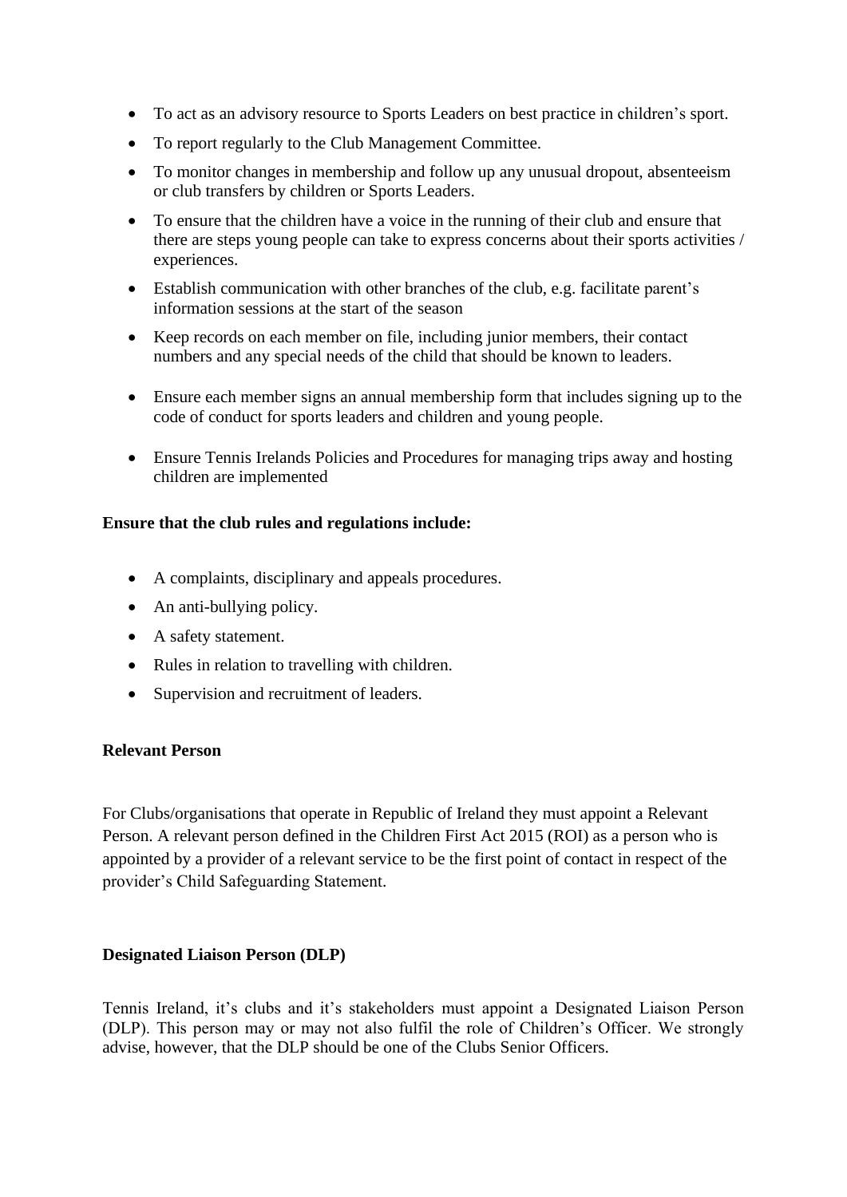- To act as an advisory resource to Sports Leaders on best practice in children's sport.
- To report regularly to the Club Management Committee.
- To monitor changes in membership and follow up any unusual dropout, absenteeism or club transfers by children or Sports Leaders.
- To ensure that the children have a voice in the running of their club and ensure that there are steps young people can take to express concerns about their sports activities / experiences.
- Establish communication with other branches of the club, e.g. facilitate parent's information sessions at the start of the season
- Keep records on each member on file, including junior members, their contact numbers and any special needs of the child that should be known to leaders.
- Ensure each member signs an annual membership form that includes signing up to the code of conduct for sports leaders and children and young people.
- Ensure Tennis Irelands Policies and Procedures for managing trips away and hosting children are implemented

**Ensure that the club rules and regulations include:**

- A complaints, disciplinary and appeals procedures.
- An anti-bullying policy.
- A safety statement.
- Rules in relation to travelling with children.
- Supervision and recruitment of leaders.

**Relevant Person**

For Clubs/organisations that operate in Republic of Ireland they must appoint a Relevant Person. A relevant person defined in the Children First Act 2015 (ROI) as a person who is appointed by a provider of a relevant service to be the first point of contact in respect of the provider's Child Safeguarding Statement.

**Designated Liaison Person (DLP)**

Tennis Ireland, it's clubs and it's stakeholders must appoint a Designated Liaison Person (DLP). This person may or may not also fulfil the role of Children's Officer. We strongly advise, however, that the DLP should be one of the Clubs Senior Officers.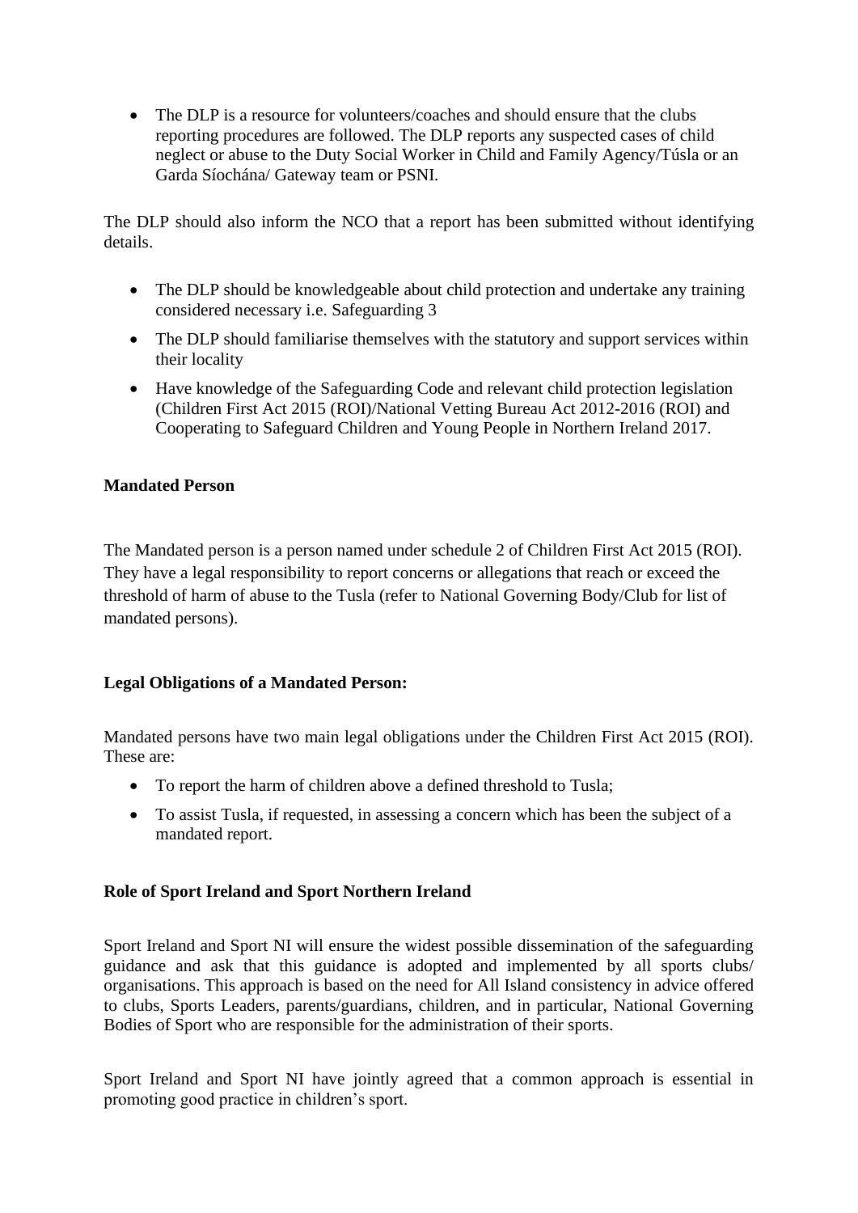- The DLP is a resource for volunteers/coaches and should ensure that the clubs reporting procedures are followed. The DLP reports any suspected cases of child neglect or abuse to the Duty Social Worker in Child and Family Agency/Túsla or an Garda Síochána/ Gateway team or PSNI.

The DLP should also inform the NCO that a report has been submitted without identifying details.

- The DLP should be knowledgeable about child protection and undertake any training considered necessary i.e. Safeguarding 3
- The DLP should familiarise themselves with the statutory and support services within their locality
- Have knowledge of the Safeguarding Code and relevant child protection legislation (Children First Act 2015 (ROI)/National Vetting Bureau Act 2012-2016 (ROI) and Cooperating to Safeguard Children and Young People in Northern Ireland 2017.

**Mandated Person**

The Mandated person is a person named under schedule 2 of Children First Act 2015 (ROI). They have a legal responsibility to report concerns or allegations that reach or exceed the threshold of harm of abuse to the Tusla (refer to National Governing Body/Club for list of mandated persons).

**Legal Obligations of a Mandated Person:**

Mandated persons have two main legal obligations under the Children First Act 2015 (ROI). These are:

- To report the harm of children above a defined threshold to Tusla;
- To assist Tusla, if requested, in assessing a concern which has been the subject of a mandated report.

**Role of Sport Ireland and Sport Northern Ireland**

Sport Ireland and Sport NI will ensure the widest possible dissemination of the safeguarding guidance and ask that this guidance is adopted and implemented by all sports clubs/ organisations. This approach is based on the need for All Island consistency in advice offered to clubs, Sports Leaders, parents/guardians, children, and in particular, National Governing Bodies of Sport who are responsible for the administration of their sports.

Sport Ireland and Sport NI have jointly agreed that a common approach is essential in promoting good practice in children's sport.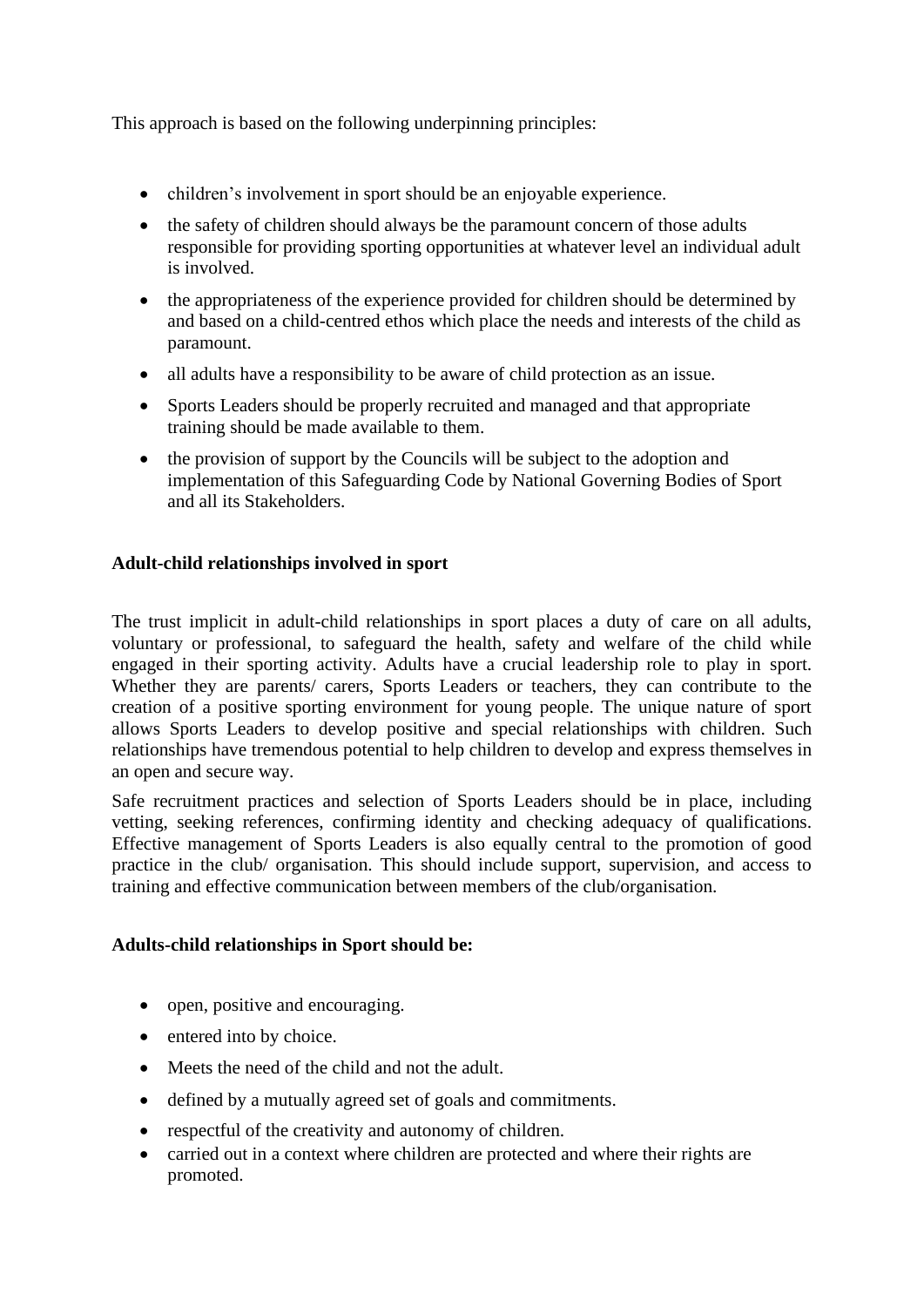This approach is based on the following underpinning principles:

- children's involvement in sport should be an enjoyable experience.
- the safety of children should always be the paramount concern of those adults responsible for providing sporting opportunities at whatever level an individual adult is involved.
- the appropriateness of the experience provided for children should be determined by and based on a child-centred ethos which place the needs and interests of the child as paramount.
- all adults have a responsibility to be aware of child protection as an issue.
- Sports Leaders should be properly recruited and managed and that appropriate training should be made available to them.
- the provision of support by the Councils will be subject to the adoption and implementation of this Safeguarding Code by National Governing Bodies of Sport and all its Stakeholders.

**Adult-child relationships involved in sport**

The trust implicit in adult-child relationships in sport places a duty of care on all adults, voluntary or professional, to safeguard the health, safety and welfare of the child while engaged in their sporting activity. Adults have a crucial leadership role to play in sport. Whether they are parents/ carers, Sports Leaders or teachers, they can contribute to the creation of a positive sporting environment for young people. The unique nature of sport allows Sports Leaders to develop positive and special relationships with children. Such relationships have tremendous potential to help children to develop and express themselves in an open and secure way.

Safe recruitment practices and selection of Sports Leaders should be in place, including vetting, seeking references, confirming identity and checking adequacy of qualifications. Effective management of Sports Leaders is also equally central to the promotion of good practice in the club/ organisation. This should include support, supervision, and access to training and effective communication between members of the club/organisation.

**Adults-child relationships in Sport should be:**

- open, positive and encouraging.
- entered into by choice.
- Meets the need of the child and not the adult.
- defined by a mutually agreed set of goals and commitments.
- respectful of the creativity and autonomy of children.
- carried out in a context where children are protected and where their rights are promoted.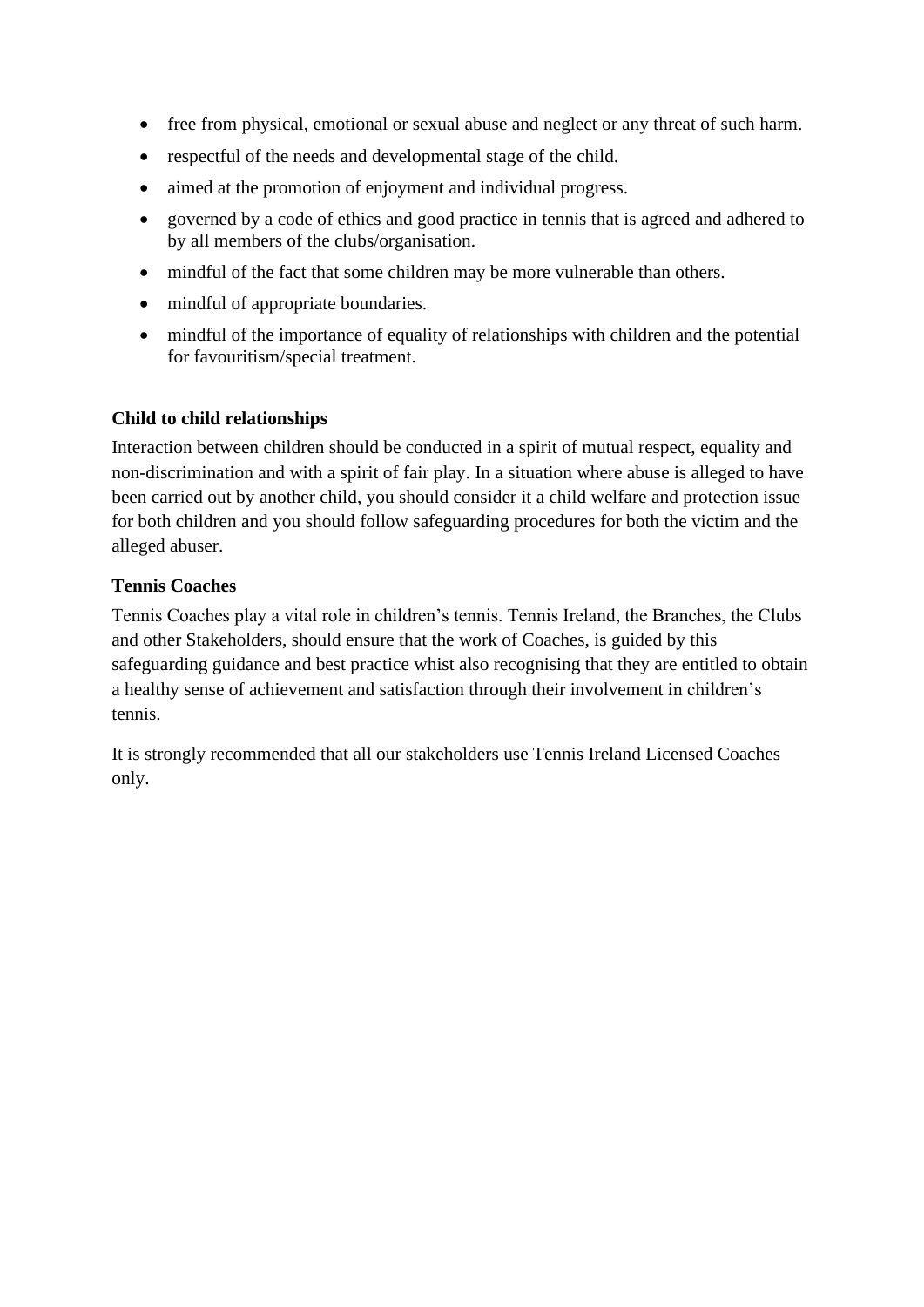- free from physical, emotional or sexual abuse and neglect or any threat of such harm.
- respectful of the needs and developmental stage of the child.
- aimed at the promotion of enjoyment and individual progress.
- governed by a code of ethics and good practice in tennis that is agreed and adhered to by all members of the clubs/organisation.
- mindful of the fact that some children may be more vulnerable than others.
- mindful of appropriate boundaries.
- mindful of the importance of equality of relationships with children and the potential for favouritism/special treatment.

**Child to child relationships**

Interaction between children should be conducted in a spirit of mutual respect, equality and non-discrimination and with a spirit of fair play. In a situation where abuse is alleged to have been carried out by another child, you should consider it a child welfare and protection issue for both children and you should follow safeguarding procedures for both the victim and the alleged abuser.

**Tennis Coaches**

Tennis Coaches play a vital role in children's tennis. Tennis Ireland, the Branches, the Clubs and other Stakeholders, should ensure that the work of Coaches, is guided by this safeguarding guidance and best practice whist also recognising that they are entitled to obtain a healthy sense of achievement and satisfaction through their involvement in children's tennis.

It is strongly recommended that all our stakeholders use Tennis Ireland Licensed Coaches only.